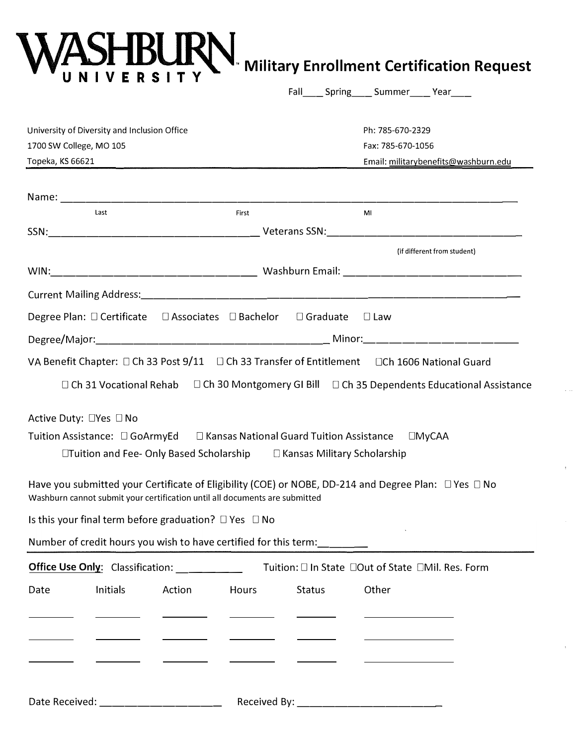# WASHBURN UNIVERSITY™ Military Enrollment Certification Request

Fall____ Spring____ Summer____ Year____

University of Diversity and Inclusion Office
1700 SW College, MO 105
Topeka, KS 66621

Ph: 785-670-2329
Fax: 785-670-1056
Email: militarybenefits@washburn.edu

---

Name: ______________________________________________________________________________
Last First MI

SSN:___________________________________ Veterans SSN:___________________________________
(if different from student)

WIN:___________________________________ Washburn Email: ________________________________

Current Mailing Address:________________________________________________________________

Degree Plan: ☐ Certificate ☐ Associates ☐ Bachelor ☐ Graduate ☐ Law

Degree/Major:_________________________________________ Minor:____________________________

VA Benefit Chapter: ☐ Ch 33 Post 9/11 ☐ Ch 33 Transfer of Entitlement ☐Ch 1606 National Guard

☐ Ch 31 Vocational Rehab ☐ Ch 30 Montgomery GI Bill ☐ Ch 35 Dependents Educational Assistance

Active Duty: ☐Yes ☐ No

Tuition Assistance: ☐ GoArmyEd ☐ Kansas National Guard Tuition Assistance ☐MyCAA

☐Tuition and Fee- Only Based Scholarship ☐ Kansas Military Scholarship

Have you submitted your Certificate of Eligibility (COE) or NOBE, DD-214 and Degree Plan: ☐ Yes ☐ No
Washburn cannot submit your certification until all documents are submitted

Is this your final term before graduation? ☐ Yes ☐ No

Number of credit hours you wish to have certified for this term:________

---

**Office Use Only**: Classification: ___________ Tuition: ☐ In State ☐Out of State ☐Mil. Res. Form

| Date | Initials | Action | Hours | Status | Other |
|---|---|---|---|---|---|
| | | | | | |
| | | | | | |
| | | | | | |

Date Received: ______________________ Received By: __________________________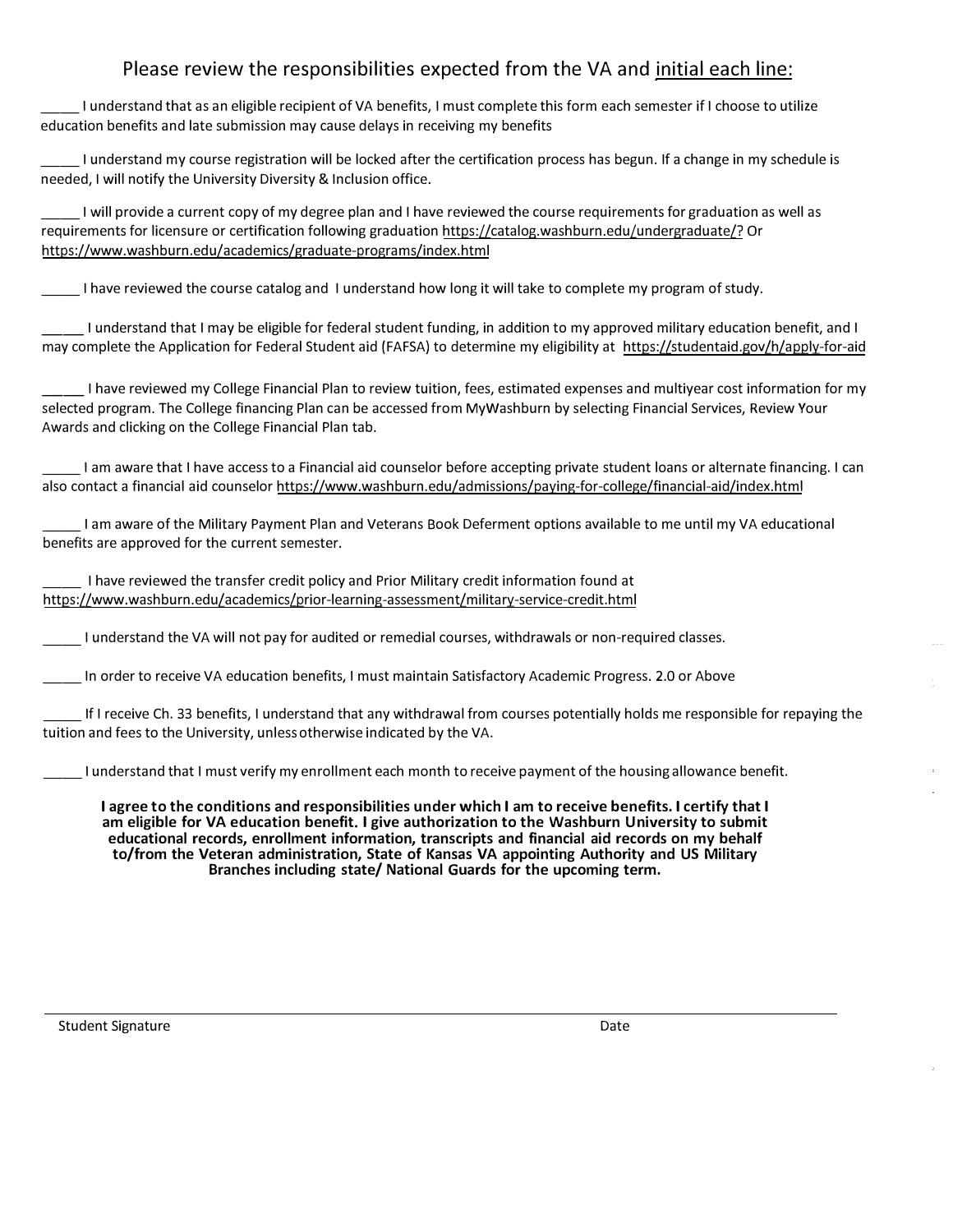## Please review the responsibilities expected from the VA and initial each line:

_____ I understand that as an eligible recipient of VA benefits, I must complete this form each semester if I choose to utilize education benefits and late submission may cause delays in receiving my benefits

_____ I understand my course registration will be locked after the certification process has begun. If a change in my schedule is needed, I will notify the University Diversity & Inclusion office.

_____ I will provide a current copy of my degree plan and I have reviewed the course requirements for graduation as well as requirements for licensure or certification following graduation https://catalog.washburn.edu/undergraduate/? Or https://www.washburn.edu/academics/graduate-programs/index.html

_____ I have reviewed the course catalog and I understand how long it will take to complete my program of study.

_____ I understand that I may be eligible for federal student funding, in addition to my approved military education benefit, and I may complete the Application for Federal Student aid (FAFSA) to determine my eligibility at https://studentaid.gov/h/apply-for-aid

_____ I have reviewed my College Financial Plan to review tuition, fees, estimated expenses and multiyear cost information for my selected program. The College financing Plan can be accessed from MyWashburn by selecting Financial Services, Review Your Awards and clicking on the College Financial Plan tab.

_____ I am aware that I have access to a Financial aid counselor before accepting private student loans or alternate financing. I can also contact a financial aid counselor https://www.washburn.edu/admissions/paying-for-college/financial-aid/index.html

_____ I am aware of the Military Payment Plan and Veterans Book Deferment options available to me until my VA educational benefits are approved for the current semester.

_____ I have reviewed the transfer credit policy and Prior Military credit information found at https://www.washburn.edu/academics/prior-learning-assessment/military-service-credit.html

_____ I understand the VA will not pay for audited or remedial courses, withdrawals or non-required classes.

_____ In order to receive VA education benefits, I must maintain Satisfactory Academic Progress. 2.0 or Above

_____ If I receive Ch. 33 benefits, I understand that any withdrawal from courses potentially holds me responsible for repaying the tuition and fees to the University, unless otherwise indicated by the VA.

_____ I understand that I must verify my enrollment each month to receive payment of the housing allowance benefit.

**I agree to the conditions and responsibilities under which I am to receive benefits. I certify that I am eligible for VA education benefit. I give authorization to the Washburn University to submit educational records, enrollment information, transcripts and financial aid records on my behalf to/from the Veteran administration, State of Kansas VA appointing Authority and US Military Branches including state/ National Guards for the upcoming term.**

_______________________________________________________________

Student Signature Date